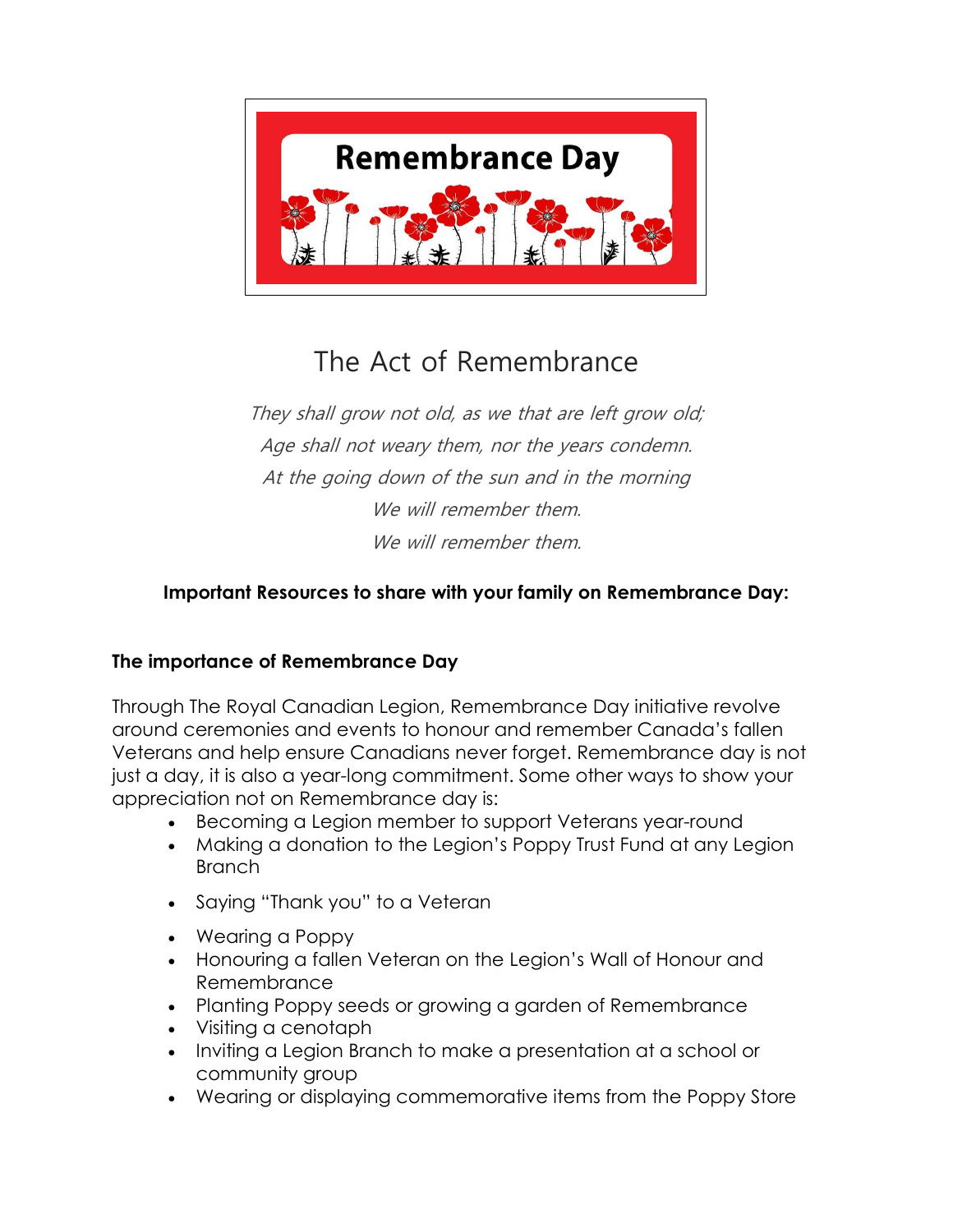# Remembrance Day

## The Act of Remembrance

*They shall grow not old, as we that are left grow old;*
*Age shall not weary them, nor the years condemn.*
*At the going down of the sun and in the morning*
*We will remember them.*
*We will remember them.*

**Important Resources to share with your family on Remembrance Day:**

### The importance of Remembrance Day

Through The Royal Canadian Legion, Remembrance Day initiative revolve around ceremonies and events to honour and remember Canada's fallen Veterans and help ensure Canadians never forget. Remembrance day is not just a day, it is also a year-long commitment. Some other ways to show your appreciation not on Remembrance day is:

- Becoming a Legion member to support Veterans year-round
- Making a donation to the Legion's Poppy Trust Fund at any Legion Branch
- Saying "Thank you" to a Veteran
- Wearing a Poppy
- Honouring a fallen Veteran on the Legion's Wall of Honour and Remembrance
- Planting Poppy seeds or growing a garden of Remembrance
- Visiting a cenotaph
- Inviting a Legion Branch to make a presentation at a school or community group
- Wearing or displaying commemorative items from the Poppy Store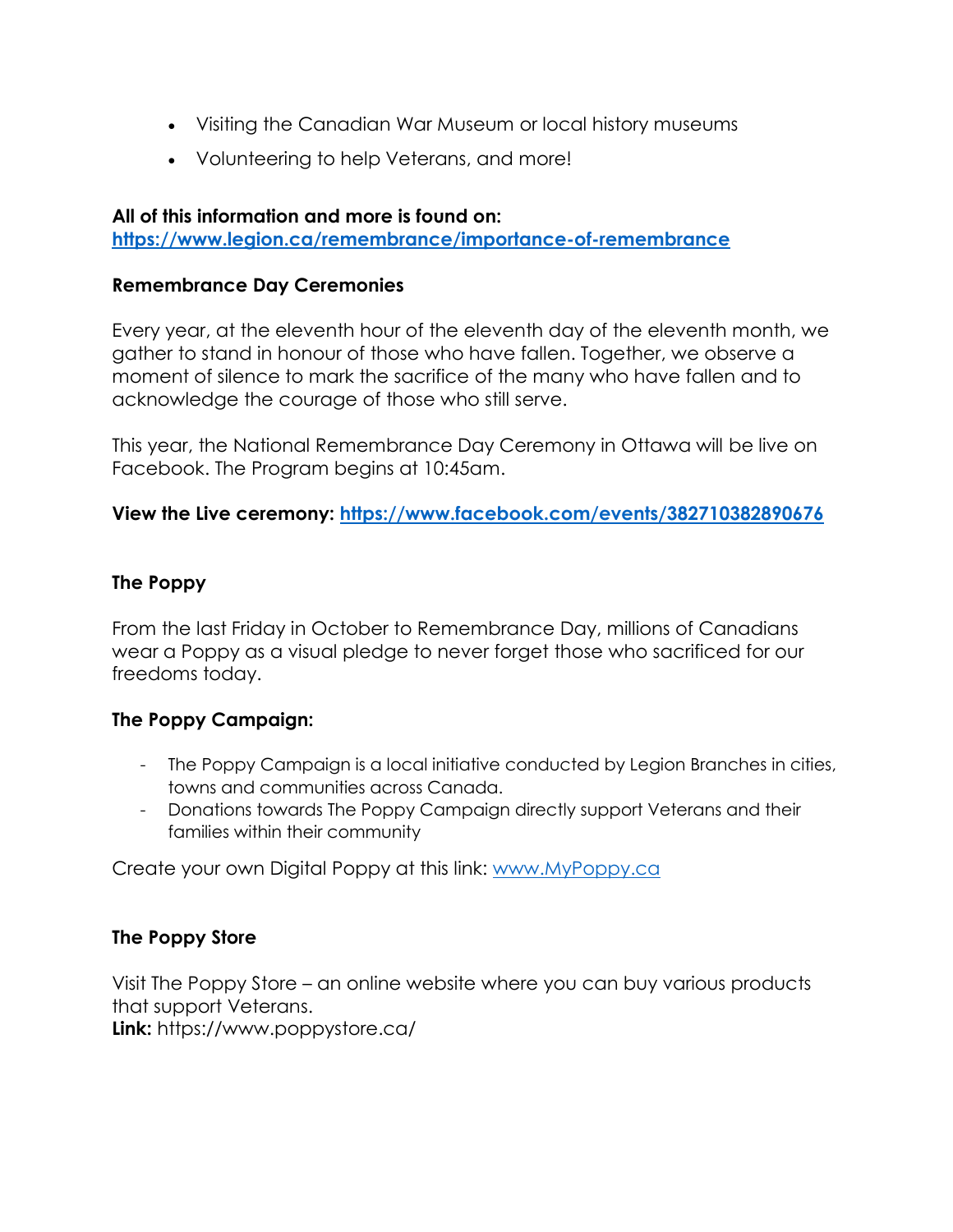- Visiting the Canadian War Museum or local history museums
- Volunteering to help Veterans, and more!

**All of this information and more is found on:**
**https://www.legion.ca/remembrance/importance-of-remembrance**

**Remembrance Day Ceremonies**

Every year, at the eleventh hour of the eleventh day of the eleventh month, we gather to stand in honour of those who have fallen. Together, we observe a moment of silence to mark the sacrifice of the many who have fallen and to acknowledge the courage of those who still serve.

This year, the National Remembrance Day Ceremony in Ottawa will be live on Facebook. The Program begins at 10:45am.

**View the Live ceremony: https://www.facebook.com/events/382710382890676**

**The Poppy**

From the last Friday in October to Remembrance Day, millions of Canadians wear a Poppy as a visual pledge to never forget those who sacrificed for our freedoms today.

**The Poppy Campaign:**

- The Poppy Campaign is a local initiative conducted by Legion Branches in cities, towns and communities across Canada.
- Donations towards The Poppy Campaign directly support Veterans and their families within their community

Create your own Digital Poppy at this link: www.MyPoppy.ca

**The Poppy Store**

Visit The Poppy Store – an online website where you can buy various products that support Veterans.
**Link:** https://www.poppystore.ca/